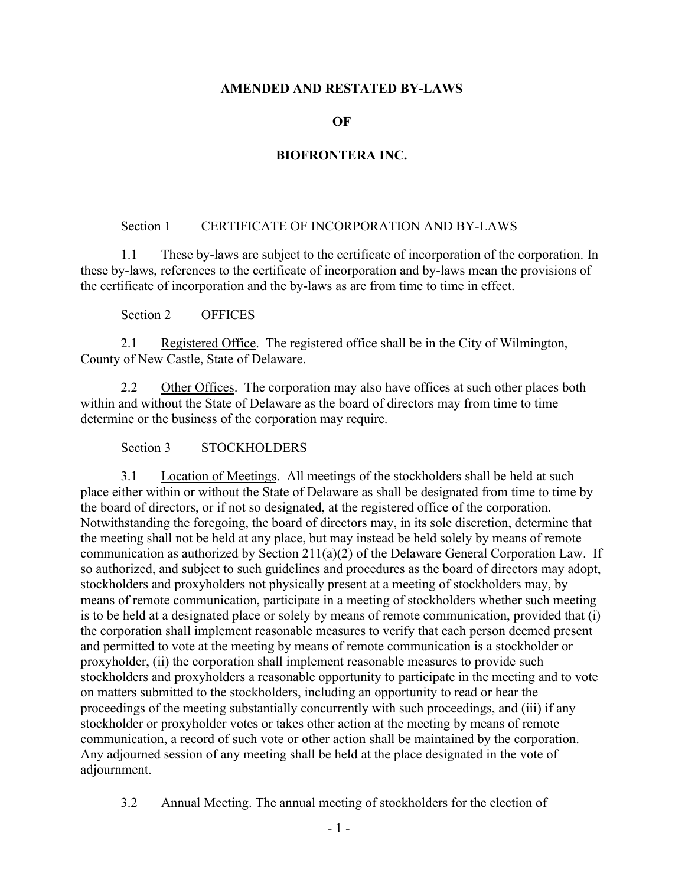# AMENDED AND RESTATED BY-LAWS

# OF

# BIOFRONTERA INC.

## Section 1 CERTIFICATE OF INCORPORATION AND BY-LAWS

1.1 These by-laws are subject to the certificate of incorporation of the corporation. In these by-laws, references to the certificate of incorporation and by-laws mean the provisions of the certificate of incorporation and the by-laws as are from time to time in effect.

## Section 2 OFFICES

2.1 Registered Office. The registered office shall be in the City of Wilmington, County of New Castle, State of Delaware.

2.2 Other Offices. The corporation may also have offices at such other places both within and without the State of Delaware as the board of directors may from time to time determine or the business of the corporation may require.

## Section 3 STOCKHOLDERS

3.1 Location of Meetings. All meetings of the stockholders shall be held at such place either within or without the State of Delaware as shall be designated from time to time by the board of directors, or if not so designated, at the registered office of the corporation. Notwithstanding the foregoing, the board of directors may, in its sole discretion, determine that the meeting shall not be held at any place, but may instead be held solely by means of remote communication as authorized by Section 211(a)(2) of the Delaware General Corporation Law. If so authorized, and subject to such guidelines and procedures as the board of directors may adopt, stockholders and proxyholders not physically present at a meeting of stockholders may, by means of remote communication, participate in a meeting of stockholders whether such meeting is to be held at a designated place or solely by means of remote communication, provided that (i) the corporation shall implement reasonable measures to verify that each person deemed present and permitted to vote at the meeting by means of remote communication is a stockholder or proxyholder, (ii) the corporation shall implement reasonable measures to provide such stockholders and proxyholders a reasonable opportunity to participate in the meeting and to vote on matters submitted to the stockholders, including an opportunity to read or hear the proceedings of the meeting substantially concurrently with such proceedings, and (iii) if any stockholder or proxyholder votes or takes other action at the meeting by means of remote communication, a record of such vote or other action shall be maintained by the corporation. Any adjourned session of any meeting shall be held at the place designated in the vote of adjournment.

3.2 Annual Meeting. The annual meeting of stockholders for the election of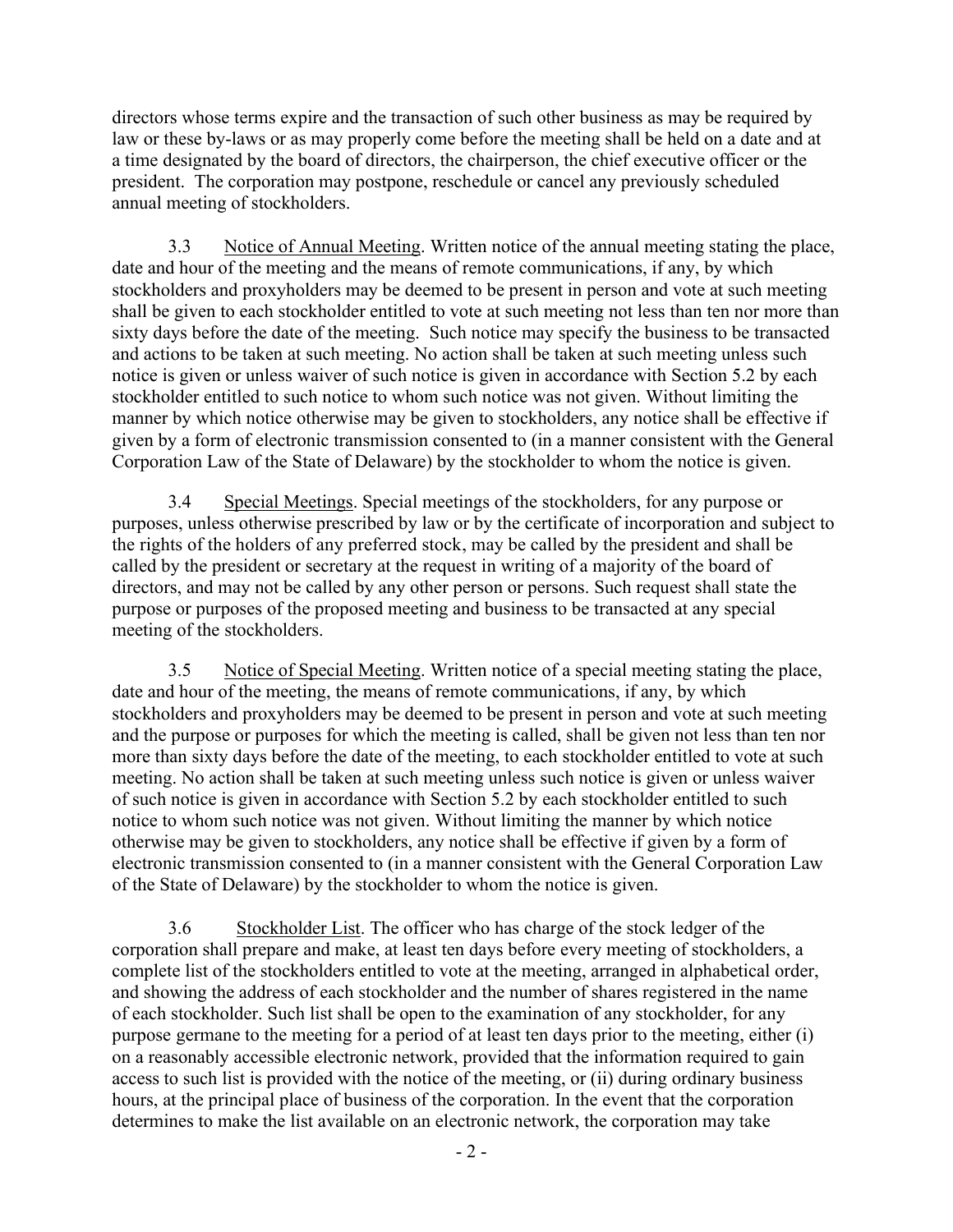directors whose terms expire and the transaction of such other business as may be required by law or these by-laws or as may properly come before the meeting shall be held on a date and at a time designated by the board of directors, the chairperson, the chief executive officer or the president. The corporation may postpone, reschedule or cancel any previously scheduled annual meeting of stockholders.

3.3 Notice of Annual Meeting. Written notice of the annual meeting stating the place, date and hour of the meeting and the means of remote communications, if any, by which stockholders and proxyholders may be deemed to be present in person and vote at such meeting shall be given to each stockholder entitled to vote at such meeting not less than ten nor more than sixty days before the date of the meeting. Such notice may specify the business to be transacted and actions to be taken at such meeting. No action shall be taken at such meeting unless such notice is given or unless waiver of such notice is given in accordance with Section 5.2 by each stockholder entitled to such notice to whom such notice was not given. Without limiting the manner by which notice otherwise may be given to stockholders, any notice shall be effective if given by a form of electronic transmission consented to (in a manner consistent with the General Corporation Law of the State of Delaware) by the stockholder to whom the notice is given.

3.4 Special Meetings. Special meetings of the stockholders, for any purpose or purposes, unless otherwise prescribed by law or by the certificate of incorporation and subject to the rights of the holders of any preferred stock, may be called by the president and shall be called by the president or secretary at the request in writing of a majority of the board of directors, and may not be called by any other person or persons. Such request shall state the purpose or purposes of the proposed meeting and business to be transacted at any special meeting of the stockholders.

3.5 Notice of Special Meeting. Written notice of a special meeting stating the place, date and hour of the meeting, the means of remote communications, if any, by which stockholders and proxyholders may be deemed to be present in person and vote at such meeting and the purpose or purposes for which the meeting is called, shall be given not less than ten nor more than sixty days before the date of the meeting, to each stockholder entitled to vote at such meeting. No action shall be taken at such meeting unless such notice is given or unless waiver of such notice is given in accordance with Section 5.2 by each stockholder entitled to such notice to whom such notice was not given. Without limiting the manner by which notice otherwise may be given to stockholders, any notice shall be effective if given by a form of electronic transmission consented to (in a manner consistent with the General Corporation Law of the State of Delaware) by the stockholder to whom the notice is given.

3.6 Stockholder List. The officer who has charge of the stock ledger of the corporation shall prepare and make, at least ten days before every meeting of stockholders, a complete list of the stockholders entitled to vote at the meeting, arranged in alphabetical order, and showing the address of each stockholder and the number of shares registered in the name of each stockholder. Such list shall be open to the examination of any stockholder, for any purpose germane to the meeting for a period of at least ten days prior to the meeting, either (i) on a reasonably accessible electronic network, provided that the information required to gain access to such list is provided with the notice of the meeting, or (ii) during ordinary business hours, at the principal place of business of the corporation. In the event that the corporation determines to make the list available on an electronic network, the corporation may take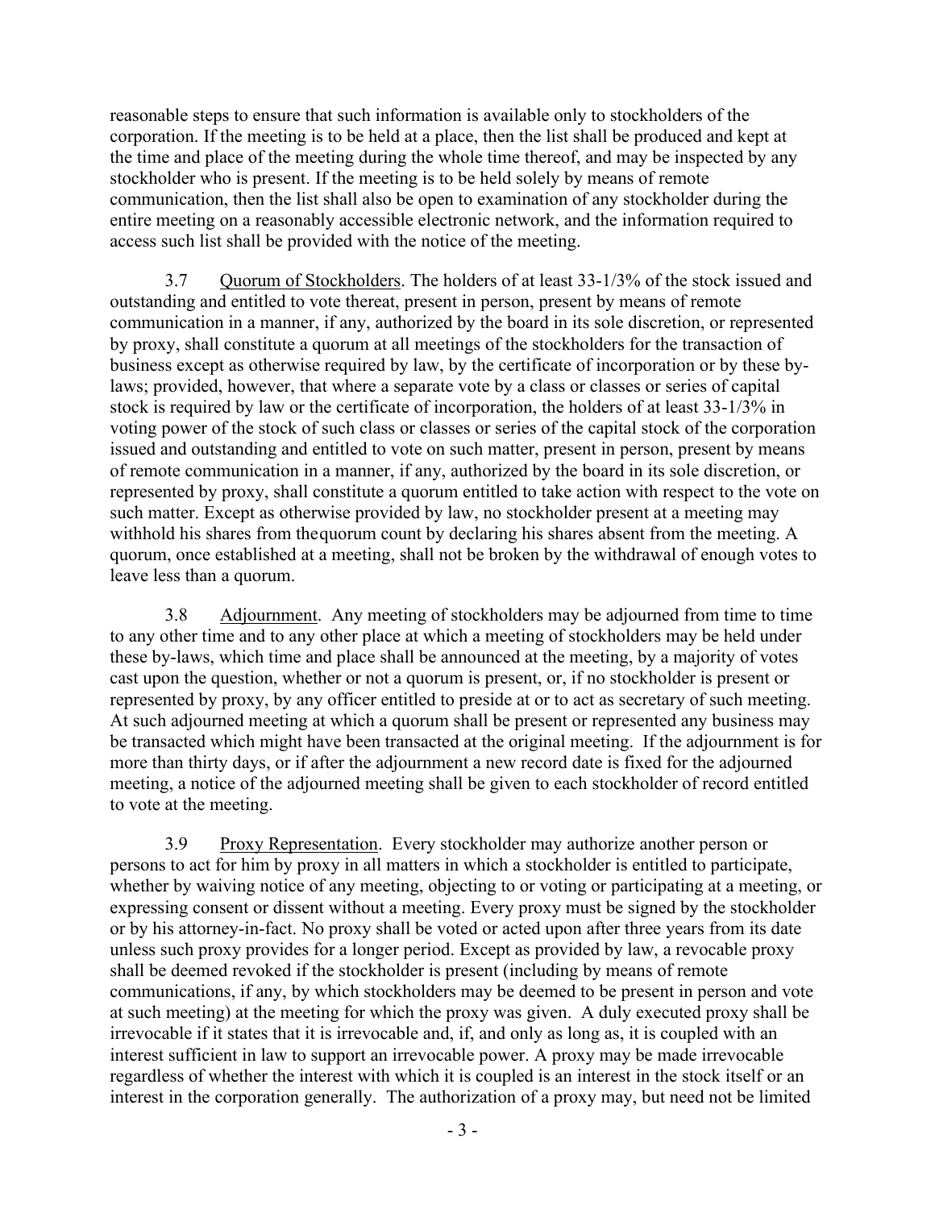reasonable steps to ensure that such information is available only to stockholders of the corporation. If the meeting is to be held at a place, then the list shall be produced and kept at the time and place of the meeting during the whole time thereof, and may be inspected by any stockholder who is present. If the meeting is to be held solely by means of remote communication, then the list shall also be open to examination of any stockholder during the entire meeting on a reasonably accessible electronic network, and the information required to access such list shall be provided with the notice of the meeting.

3.7 Quorum of Stockholders. The holders of at least 33-1/3% of the stock issued and outstanding and entitled to vote thereat, present in person, present by means of remote communication in a manner, if any, authorized by the board in its sole discretion, or represented by proxy, shall constitute a quorum at all meetings of the stockholders for the transaction of business except as otherwise required by law, by the certificate of incorporation or by these by-laws; provided, however, that where a separate vote by a class or classes or series of capital stock is required by law or the certificate of incorporation, the holders of at least 33-1/3% in voting power of the stock of such class or classes or series of the capital stock of the corporation issued and outstanding and entitled to vote on such matter, present in person, present by means of remote communication in a manner, if any, authorized by the board in its sole discretion, or represented by proxy, shall constitute a quorum entitled to take action with respect to the vote on such matter. Except as otherwise provided by law, no stockholder present at a meeting may withhold his shares from thequorum count by declaring his shares absent from the meeting. A quorum, once established at a meeting, shall not be broken by the withdrawal of enough votes to leave less than a quorum.

3.8 Adjournment. Any meeting of stockholders may be adjourned from time to time to any other time and to any other place at which a meeting of stockholders may be held under these by-laws, which time and place shall be announced at the meeting, by a majority of votes cast upon the question, whether or not a quorum is present, or, if no stockholder is present or represented by proxy, by any officer entitled to preside at or to act as secretary of such meeting. At such adjourned meeting at which a quorum shall be present or represented any business may be transacted which might have been transacted at the original meeting. If the adjournment is for more than thirty days, or if after the adjournment a new record date is fixed for the adjourned meeting, a notice of the adjourned meeting shall be given to each stockholder of record entitled to vote at the meeting.

3.9 Proxy Representation. Every stockholder may authorize another person or persons to act for him by proxy in all matters in which a stockholder is entitled to participate, whether by waiving notice of any meeting, objecting to or voting or participating at a meeting, or expressing consent or dissent without a meeting. Every proxy must be signed by the stockholder or by his attorney-in-fact. No proxy shall be voted or acted upon after three years from its date unless such proxy provides for a longer period. Except as provided by law, a revocable proxy shall be deemed revoked if the stockholder is present (including by means of remote communications, if any, by which stockholders may be deemed to be present in person and vote at such meeting) at the meeting for which the proxy was given. A duly executed proxy shall be irrevocable if it states that it is irrevocable and, if, and only as long as, it is coupled with an interest sufficient in law to support an irrevocable power. A proxy may be made irrevocable regardless of whether the interest with which it is coupled is an interest in the stock itself or an interest in the corporation generally. The authorization of a proxy may, but need not be limited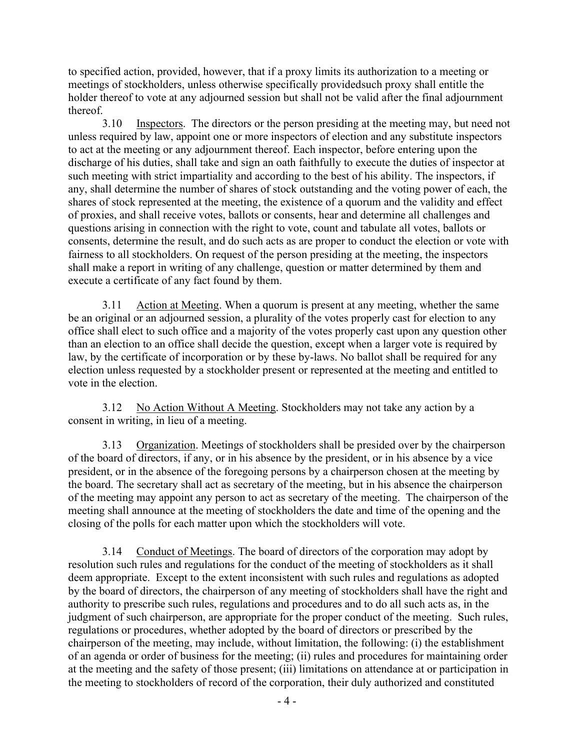to specified action, provided, however, that if a proxy limits its authorization to a meeting or meetings of stockholders, unless otherwise specifically providedsuch proxy shall entitle the holder thereof to vote at any adjourned session but shall not be valid after the final adjournment thereof.

3.10 Inspectors. The directors or the person presiding at the meeting may, but need not unless required by law, appoint one or more inspectors of election and any substitute inspectors to act at the meeting or any adjournment thereof. Each inspector, before entering upon the discharge of his duties, shall take and sign an oath faithfully to execute the duties of inspector at such meeting with strict impartiality and according to the best of his ability. The inspectors, if any, shall determine the number of shares of stock outstanding and the voting power of each, the shares of stock represented at the meeting, the existence of a quorum and the validity and effect of proxies, and shall receive votes, ballots or consents, hear and determine all challenges and questions arising in connection with the right to vote, count and tabulate all votes, ballots or consents, determine the result, and do such acts as are proper to conduct the election or vote with fairness to all stockholders. On request of the person presiding at the meeting, the inspectors shall make a report in writing of any challenge, question or matter determined by them and execute a certificate of any fact found by them.

3.11 Action at Meeting. When a quorum is present at any meeting, whether the same be an original or an adjourned session, a plurality of the votes properly cast for election to any office shall elect to such office and a majority of the votes properly cast upon any question other than an election to an office shall decide the question, except when a larger vote is required by law, by the certificate of incorporation or by these by-laws. No ballot shall be required for any election unless requested by a stockholder present or represented at the meeting and entitled to vote in the election.

3.12 No Action Without A Meeting. Stockholders may not take any action by a consent in writing, in lieu of a meeting.

3.13 Organization. Meetings of stockholders shall be presided over by the chairperson of the board of directors, if any, or in his absence by the president, or in his absence by a vice president, or in the absence of the foregoing persons by a chairperson chosen at the meeting by the board. The secretary shall act as secretary of the meeting, but in his absence the chairperson of the meeting may appoint any person to act as secretary of the meeting. The chairperson of the meeting shall announce at the meeting of stockholders the date and time of the opening and the closing of the polls for each matter upon which the stockholders will vote.

3.14 Conduct of Meetings. The board of directors of the corporation may adopt by resolution such rules and regulations for the conduct of the meeting of stockholders as it shall deem appropriate. Except to the extent inconsistent with such rules and regulations as adopted by the board of directors, the chairperson of any meeting of stockholders shall have the right and authority to prescribe such rules, regulations and procedures and to do all such acts as, in the judgment of such chairperson, are appropriate for the proper conduct of the meeting. Such rules, regulations or procedures, whether adopted by the board of directors or prescribed by the chairperson of the meeting, may include, without limitation, the following: (i) the establishment of an agenda or order of business for the meeting; (ii) rules and procedures for maintaining order at the meeting and the safety of those present; (iii) limitations on attendance at or participation in the meeting to stockholders of record of the corporation, their duly authorized and constituted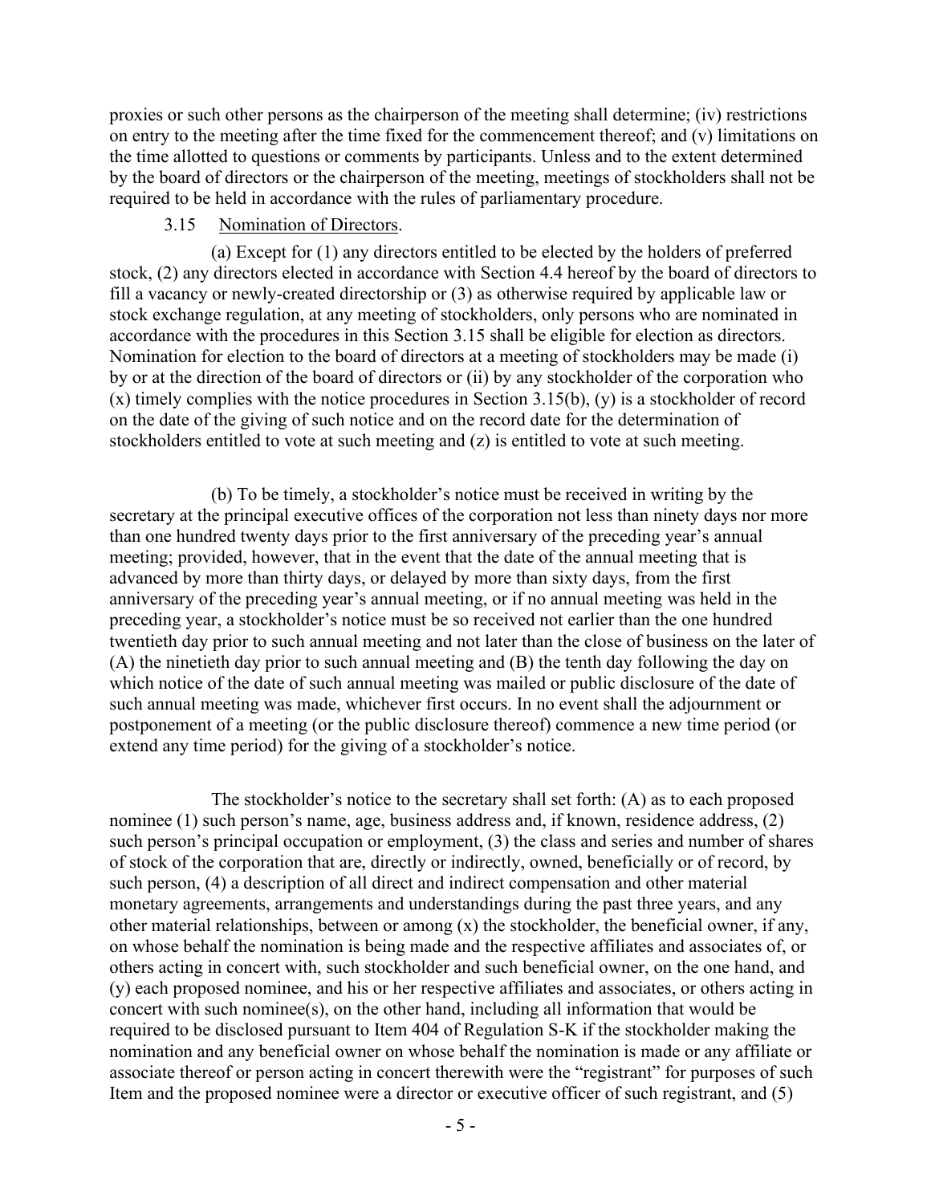proxies or such other persons as the chairperson of the meeting shall determine; (iv) restrictions on entry to the meeting after the time fixed for the commencement thereof; and (v) limitations on the time allotted to questions or comments by participants. Unless and to the extent determined by the board of directors or the chairperson of the meeting, meetings of stockholders shall not be required to be held in accordance with the rules of parliamentary procedure.

3.15 Nomination of Directors.

(a) Except for (1) any directors entitled to be elected by the holders of preferred stock, (2) any directors elected in accordance with Section 4.4 hereof by the board of directors to fill a vacancy or newly-created directorship or (3) as otherwise required by applicable law or stock exchange regulation, at any meeting of stockholders, only persons who are nominated in accordance with the procedures in this Section 3.15 shall be eligible for election as directors. Nomination for election to the board of directors at a meeting of stockholders may be made (i) by or at the direction of the board of directors or (ii) by any stockholder of the corporation who (x) timely complies with the notice procedures in Section 3.15(b), (y) is a stockholder of record on the date of the giving of such notice and on the record date for the determination of stockholders entitled to vote at such meeting and (z) is entitled to vote at such meeting.

(b) To be timely, a stockholder's notice must be received in writing by the secretary at the principal executive offices of the corporation not less than ninety days nor more than one hundred twenty days prior to the first anniversary of the preceding year's annual meeting; provided, however, that in the event that the date of the annual meeting that is advanced by more than thirty days, or delayed by more than sixty days, from the first anniversary of the preceding year's annual meeting, or if no annual meeting was held in the preceding year, a stockholder's notice must be so received not earlier than the one hundred twentieth day prior to such annual meeting and not later than the close of business on the later of (A) the ninetieth day prior to such annual meeting and (B) the tenth day following the day on which notice of the date of such annual meeting was mailed or public disclosure of the date of such annual meeting was made, whichever first occurs. In no event shall the adjournment or postponement of a meeting (or the public disclosure thereof) commence a new time period (or extend any time period) for the giving of a stockholder's notice.

The stockholder's notice to the secretary shall set forth: (A) as to each proposed nominee (1) such person's name, age, business address and, if known, residence address, (2) such person's principal occupation or employment, (3) the class and series and number of shares of stock of the corporation that are, directly or indirectly, owned, beneficially or of record, by such person, (4) a description of all direct and indirect compensation and other material monetary agreements, arrangements and understandings during the past three years, and any other material relationships, between or among (x) the stockholder, the beneficial owner, if any, on whose behalf the nomination is being made and the respective affiliates and associates of, or others acting in concert with, such stockholder and such beneficial owner, on the one hand, and (y) each proposed nominee, and his or her respective affiliates and associates, or others acting in concert with such nominee(s), on the other hand, including all information that would be required to be disclosed pursuant to Item 404 of Regulation S-K if the stockholder making the nomination and any beneficial owner on whose behalf the nomination is made or any affiliate or associate thereof or person acting in concert therewith were the "registrant" for purposes of such Item and the proposed nominee were a director or executive officer of such registrant, and (5)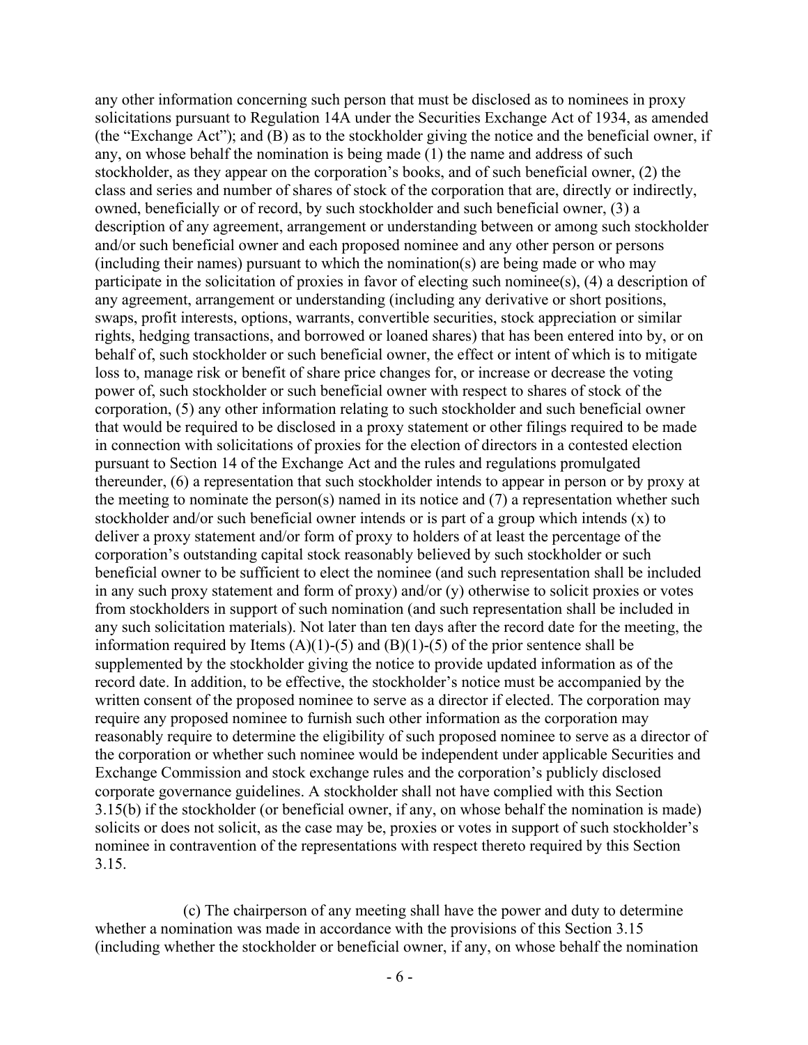any other information concerning such person that must be disclosed as to nominees in proxy solicitations pursuant to Regulation 14A under the Securities Exchange Act of 1934, as amended (the "Exchange Act"); and (B) as to the stockholder giving the notice and the beneficial owner, if any, on whose behalf the nomination is being made (1) the name and address of such stockholder, as they appear on the corporation's books, and of such beneficial owner, (2) the class and series and number of shares of stock of the corporation that are, directly or indirectly, owned, beneficially or of record, by such stockholder and such beneficial owner, (3) a description of any agreement, arrangement or understanding between or among such stockholder and/or such beneficial owner and each proposed nominee and any other person or persons (including their names) pursuant to which the nomination(s) are being made or who may participate in the solicitation of proxies in favor of electing such nominee(s), (4) a description of any agreement, arrangement or understanding (including any derivative or short positions, swaps, profit interests, options, warrants, convertible securities, stock appreciation or similar rights, hedging transactions, and borrowed or loaned shares) that has been entered into by, or on behalf of, such stockholder or such beneficial owner, the effect or intent of which is to mitigate loss to, manage risk or benefit of share price changes for, or increase or decrease the voting power of, such stockholder or such beneficial owner with respect to shares of stock of the corporation, (5) any other information relating to such stockholder and such beneficial owner that would be required to be disclosed in a proxy statement or other filings required to be made in connection with solicitations of proxies for the election of directors in a contested election pursuant to Section 14 of the Exchange Act and the rules and regulations promulgated thereunder, (6) a representation that such stockholder intends to appear in person or by proxy at the meeting to nominate the person(s) named in its notice and (7) a representation whether such stockholder and/or such beneficial owner intends or is part of a group which intends (x) to deliver a proxy statement and/or form of proxy to holders of at least the percentage of the corporation's outstanding capital stock reasonably believed by such stockholder or such beneficial owner to be sufficient to elect the nominee (and such representation shall be included in any such proxy statement and form of proxy) and/or (y) otherwise to solicit proxies or votes from stockholders in support of such nomination (and such representation shall be included in any such solicitation materials). Not later than ten days after the record date for the meeting, the information required by Items (A)(1)-(5) and (B)(1)-(5) of the prior sentence shall be supplemented by the stockholder giving the notice to provide updated information as of the record date. In addition, to be effective, the stockholder's notice must be accompanied by the written consent of the proposed nominee to serve as a director if elected. The corporation may require any proposed nominee to furnish such other information as the corporation may reasonably require to determine the eligibility of such proposed nominee to serve as a director of the corporation or whether such nominee would be independent under applicable Securities and Exchange Commission and stock exchange rules and the corporation's publicly disclosed corporate governance guidelines. A stockholder shall not have complied with this Section 3.15(b) if the stockholder (or beneficial owner, if any, on whose behalf the nomination is made) solicits or does not solicit, as the case may be, proxies or votes in support of such stockholder's nominee in contravention of the representations with respect thereto required by this Section 3.15.

(c) The chairperson of any meeting shall have the power and duty to determine whether a nomination was made in accordance with the provisions of this Section 3.15 (including whether the stockholder or beneficial owner, if any, on whose behalf the nomination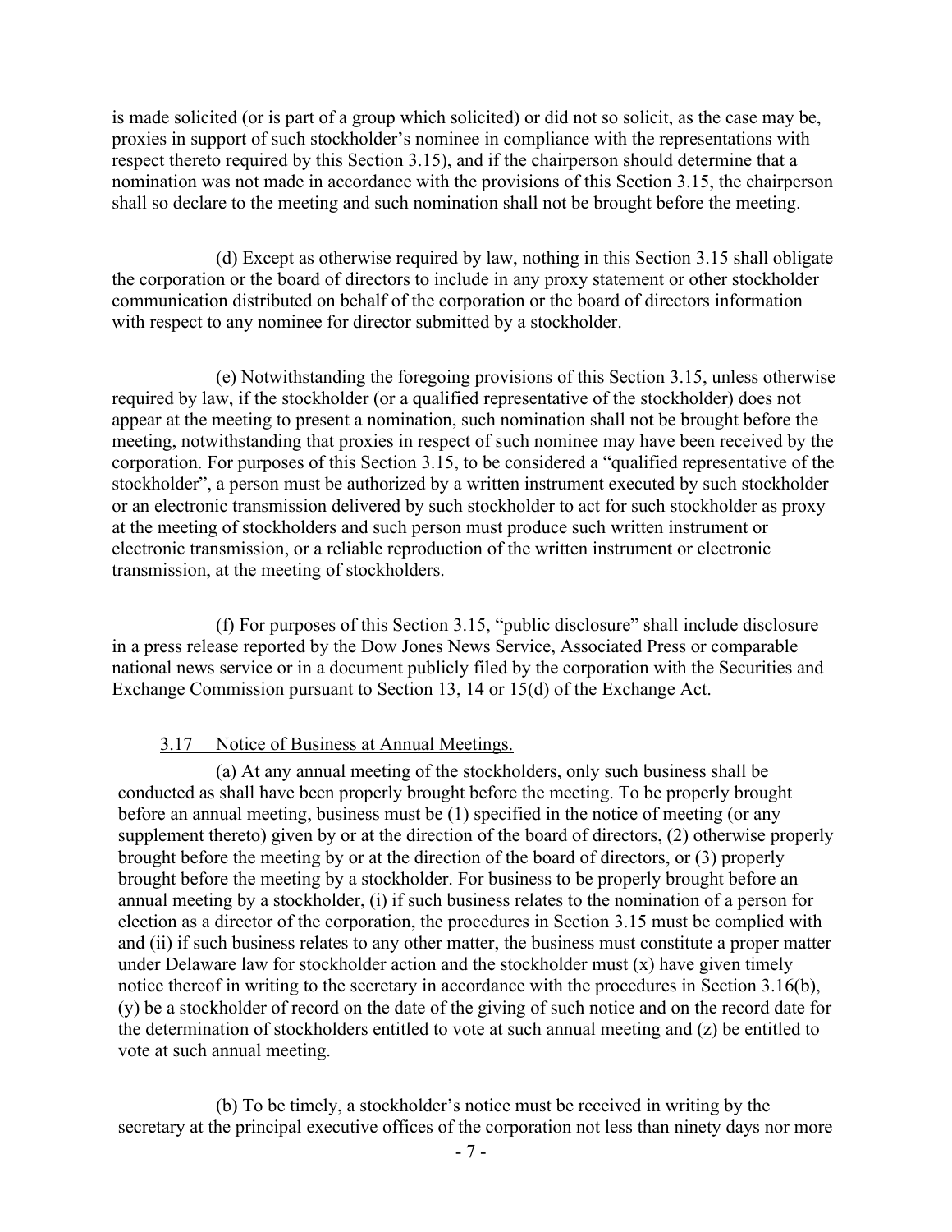is made solicited (or is part of a group which solicited) or did not so solicit, as the case may be, proxies in support of such stockholder's nominee in compliance with the representations with respect thereto required by this Section 3.15), and if the chairperson should determine that a nomination was not made in accordance with the provisions of this Section 3.15, the chairperson shall so declare to the meeting and such nomination shall not be brought before the meeting.

(d) Except as otherwise required by law, nothing in this Section 3.15 shall obligate the corporation or the board of directors to include in any proxy statement or other stockholder communication distributed on behalf of the corporation or the board of directors information with respect to any nominee for director submitted by a stockholder.

(e) Notwithstanding the foregoing provisions of this Section 3.15, unless otherwise required by law, if the stockholder (or a qualified representative of the stockholder) does not appear at the meeting to present a nomination, such nomination shall not be brought before the meeting, notwithstanding that proxies in respect of such nominee may have been received by the corporation. For purposes of this Section 3.15, to be considered a "qualified representative of the stockholder", a person must be authorized by a written instrument executed by such stockholder or an electronic transmission delivered by such stockholder to act for such stockholder as proxy at the meeting of stockholders and such person must produce such written instrument or electronic transmission, or a reliable reproduction of the written instrument or electronic transmission, at the meeting of stockholders.

(f) For purposes of this Section 3.15, "public disclosure" shall include disclosure in a press release reported by the Dow Jones News Service, Associated Press or comparable national news service or in a document publicly filed by the corporation with the Securities and Exchange Commission pursuant to Section 13, 14 or 15(d) of the Exchange Act.

3.17 Notice of Business at Annual Meetings.

(a) At any annual meeting of the stockholders, only such business shall be conducted as shall have been properly brought before the meeting. To be properly brought before an annual meeting, business must be (1) specified in the notice of meeting (or any supplement thereto) given by or at the direction of the board of directors, (2) otherwise properly brought before the meeting by or at the direction of the board of directors, or (3) properly brought before the meeting by a stockholder. For business to be properly brought before an annual meeting by a stockholder, (i) if such business relates to the nomination of a person for election as a director of the corporation, the procedures in Section 3.15 must be complied with and (ii) if such business relates to any other matter, the business must constitute a proper matter under Delaware law for stockholder action and the stockholder must (x) have given timely notice thereof in writing to the secretary in accordance with the procedures in Section 3.16(b), (y) be a stockholder of record on the date of the giving of such notice and on the record date for the determination of stockholders entitled to vote at such annual meeting and (z) be entitled to vote at such annual meeting.

(b) To be timely, a stockholder's notice must be received in writing by the secretary at the principal executive offices of the corporation not less than ninety days nor more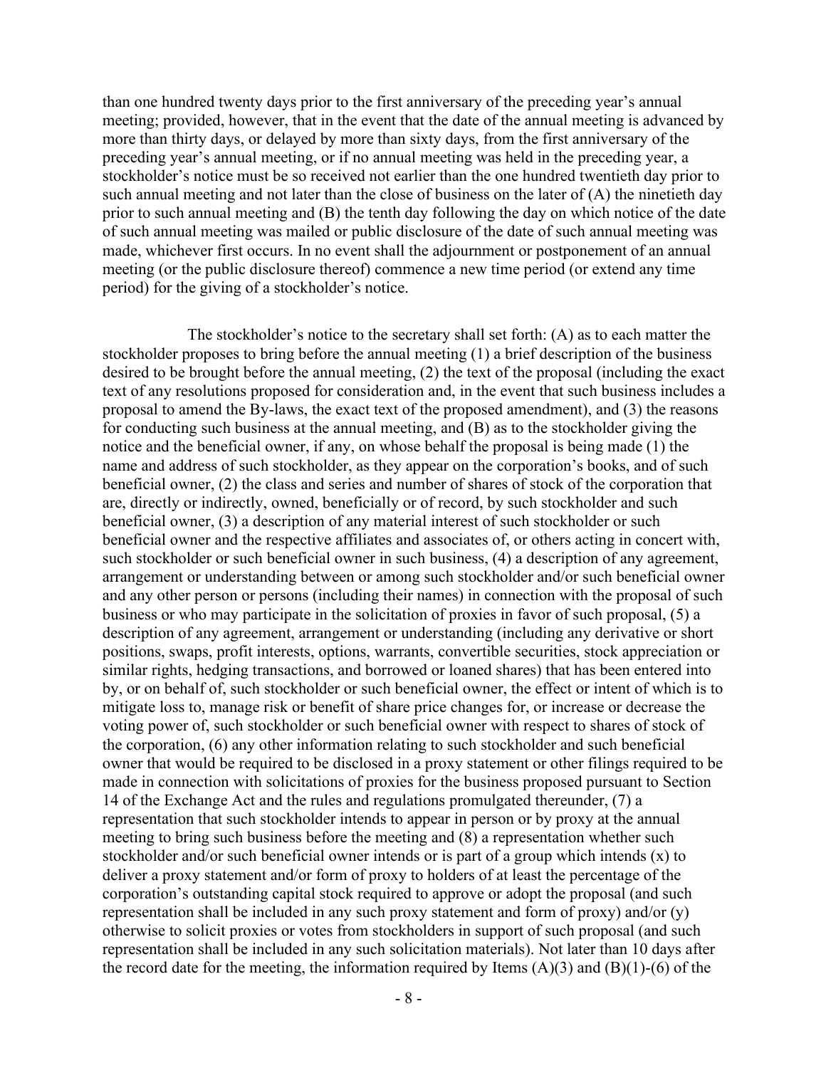than one hundred twenty days prior to the first anniversary of the preceding year's annual meeting; provided, however, that in the event that the date of the annual meeting is advanced by more than thirty days, or delayed by more than sixty days, from the first anniversary of the preceding year's annual meeting, or if no annual meeting was held in the preceding year, a stockholder's notice must be so received not earlier than the one hundred twentieth day prior to such annual meeting and not later than the close of business on the later of (A) the ninetieth day prior to such annual meeting and (B) the tenth day following the day on which notice of the date of such annual meeting was mailed or public disclosure of the date of such annual meeting was made, whichever first occurs. In no event shall the adjournment or postponement of an annual meeting (or the public disclosure thereof) commence a new time period (or extend any time period) for the giving of a stockholder's notice.

The stockholder's notice to the secretary shall set forth: (A) as to each matter the stockholder proposes to bring before the annual meeting (1) a brief description of the business desired to be brought before the annual meeting, (2) the text of the proposal (including the exact text of any resolutions proposed for consideration and, in the event that such business includes a proposal to amend the By-laws, the exact text of the proposed amendment), and (3) the reasons for conducting such business at the annual meeting, and (B) as to the stockholder giving the notice and the beneficial owner, if any, on whose behalf the proposal is being made (1) the name and address of such stockholder, as they appear on the corporation's books, and of such beneficial owner, (2) the class and series and number of shares of stock of the corporation that are, directly or indirectly, owned, beneficially or of record, by such stockholder and such beneficial owner, (3) a description of any material interest of such stockholder or such beneficial owner and the respective affiliates and associates of, or others acting in concert with, such stockholder or such beneficial owner in such business, (4) a description of any agreement, arrangement or understanding between or among such stockholder and/or such beneficial owner and any other person or persons (including their names) in connection with the proposal of such business or who may participate in the solicitation of proxies in favor of such proposal, (5) a description of any agreement, arrangement or understanding (including any derivative or short positions, swaps, profit interests, options, warrants, convertible securities, stock appreciation or similar rights, hedging transactions, and borrowed or loaned shares) that has been entered into by, or on behalf of, such stockholder or such beneficial owner, the effect or intent of which is to mitigate loss to, manage risk or benefit of share price changes for, or increase or decrease the voting power of, such stockholder or such beneficial owner with respect to shares of stock of the corporation, (6) any other information relating to such stockholder and such beneficial owner that would be required to be disclosed in a proxy statement or other filings required to be made in connection with solicitations of proxies for the business proposed pursuant to Section 14 of the Exchange Act and the rules and regulations promulgated thereunder, (7) a representation that such stockholder intends to appear in person or by proxy at the annual meeting to bring such business before the meeting and (8) a representation whether such stockholder and/or such beneficial owner intends or is part of a group which intends (x) to deliver a proxy statement and/or form of proxy to holders of at least the percentage of the corporation's outstanding capital stock required to approve or adopt the proposal (and such representation shall be included in any such proxy statement and form of proxy) and/or (y) otherwise to solicit proxies or votes from stockholders in support of such proposal (and such representation shall be included in any such solicitation materials). Not later than 10 days after the record date for the meeting, the information required by Items (A)(3) and (B)(1)-(6) of the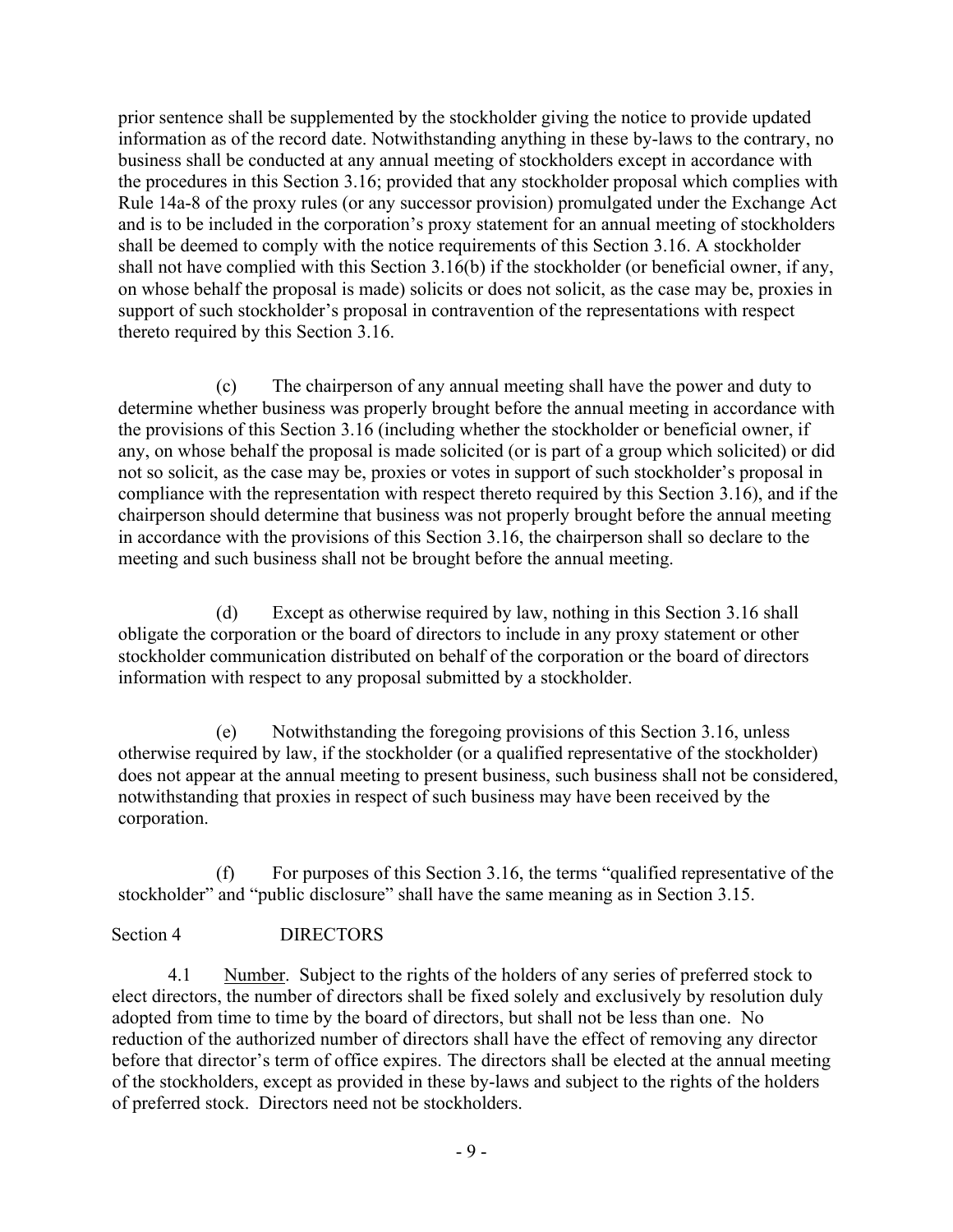prior sentence shall be supplemented by the stockholder giving the notice to provide updated information as of the record date. Notwithstanding anything in these by-laws to the contrary, no business shall be conducted at any annual meeting of stockholders except in accordance with the procedures in this Section 3.16; provided that any stockholder proposal which complies with Rule 14a-8 of the proxy rules (or any successor provision) promulgated under the Exchange Act and is to be included in the corporation's proxy statement for an annual meeting of stockholders shall be deemed to comply with the notice requirements of this Section 3.16. A stockholder shall not have complied with this Section 3.16(b) if the stockholder (or beneficial owner, if any, on whose behalf the proposal is made) solicits or does not solicit, as the case may be, proxies in support of such stockholder's proposal in contravention of the representations with respect thereto required by this Section 3.16.

(c) The chairperson of any annual meeting shall have the power and duty to determine whether business was properly brought before the annual meeting in accordance with the provisions of this Section 3.16 (including whether the stockholder or beneficial owner, if any, on whose behalf the proposal is made solicited (or is part of a group which solicited) or did not so solicit, as the case may be, proxies or votes in support of such stockholder's proposal in compliance with the representation with respect thereto required by this Section 3.16), and if the chairperson should determine that business was not properly brought before the annual meeting in accordance with the provisions of this Section 3.16, the chairperson shall so declare to the meeting and such business shall not be brought before the annual meeting.

(d) Except as otherwise required by law, nothing in this Section 3.16 shall obligate the corporation or the board of directors to include in any proxy statement or other stockholder communication distributed on behalf of the corporation or the board of directors information with respect to any proposal submitted by a stockholder.

(e) Notwithstanding the foregoing provisions of this Section 3.16, unless otherwise required by law, if the stockholder (or a qualified representative of the stockholder) does not appear at the annual meeting to present business, such business shall not be considered, notwithstanding that proxies in respect of such business may have been received by the corporation.

(f) For purposes of this Section 3.16, the terms "qualified representative of the stockholder" and "public disclosure" shall have the same meaning as in Section 3.15.

## Section 4 DIRECTORS

4.1 Number. Subject to the rights of the holders of any series of preferred stock to elect directors, the number of directors shall be fixed solely and exclusively by resolution duly adopted from time to time by the board of directors, but shall not be less than one. No reduction of the authorized number of directors shall have the effect of removing any director before that director's term of office expires. The directors shall be elected at the annual meeting of the stockholders, except as provided in these by-laws and subject to the rights of the holders of preferred stock. Directors need not be stockholders.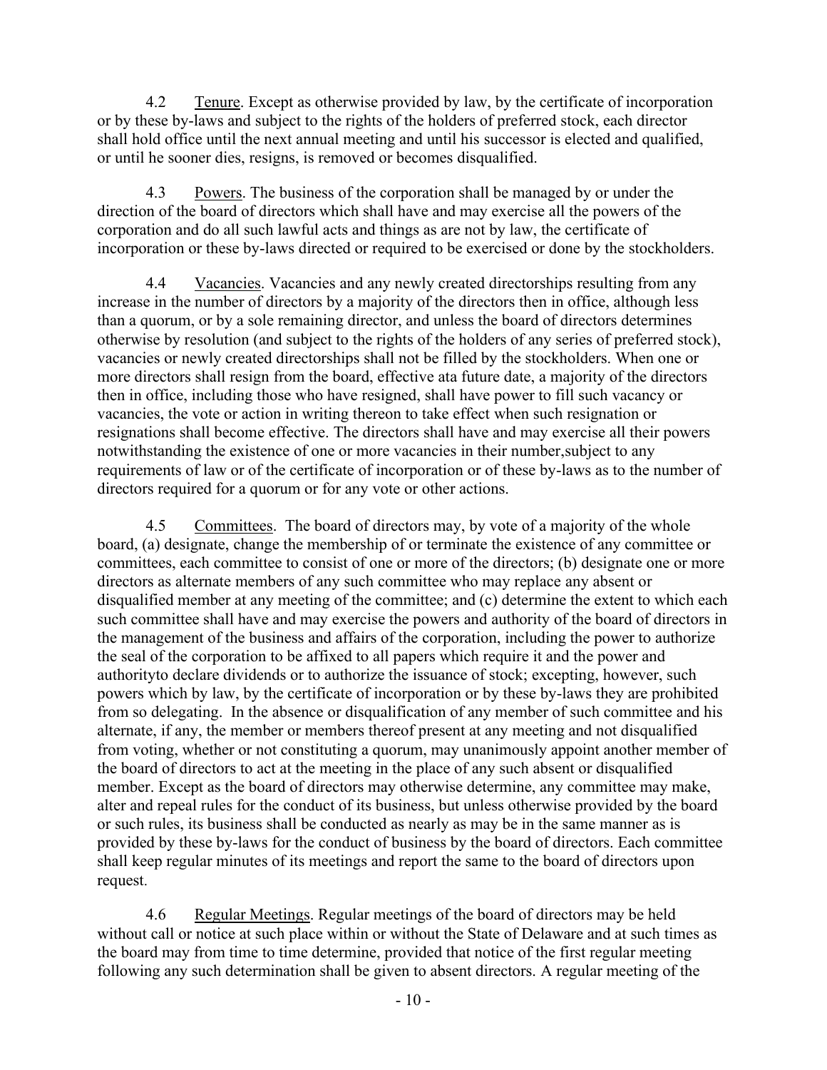4.2 Tenure. Except as otherwise provided by law, by the certificate of incorporation or by these by-laws and subject to the rights of the holders of preferred stock, each director shall hold office until the next annual meeting and until his successor is elected and qualified, or until he sooner dies, resigns, is removed or becomes disqualified.

4.3 Powers. The business of the corporation shall be managed by or under the direction of the board of directors which shall have and may exercise all the powers of the corporation and do all such lawful acts and things as are not by law, the certificate of incorporation or these by-laws directed or required to be exercised or done by the stockholders.

4.4 Vacancies. Vacancies and any newly created directorships resulting from any increase in the number of directors by a majority of the directors then in office, although less than a quorum, or by a sole remaining director, and unless the board of directors determines otherwise by resolution (and subject to the rights of the holders of any series of preferred stock), vacancies or newly created directorships shall not be filled by the stockholders. When one or more directors shall resign from the board, effective ata future date, a majority of the directors then in office, including those who have resigned, shall have power to fill such vacancy or vacancies, the vote or action in writing thereon to take effect when such resignation or resignations shall become effective. The directors shall have and may exercise all their powers notwithstanding the existence of one or more vacancies in their number,subject to any requirements of law or of the certificate of incorporation or of these by-laws as to the number of directors required for a quorum or for any vote or other actions.

4.5 Committees. The board of directors may, by vote of a majority of the whole board, (a) designate, change the membership of or terminate the existence of any committee or committees, each committee to consist of one or more of the directors; (b) designate one or more directors as alternate members of any such committee who may replace any absent or disqualified member at any meeting of the committee; and (c) determine the extent to which each such committee shall have and may exercise the powers and authority of the board of directors in the management of the business and affairs of the corporation, including the power to authorize the seal of the corporation to be affixed to all papers which require it and the power and authorityto declare dividends or to authorize the issuance of stock; excepting, however, such powers which by law, by the certificate of incorporation or by these by-laws they are prohibited from so delegating. In the absence or disqualification of any member of such committee and his alternate, if any, the member or members thereof present at any meeting and not disqualified from voting, whether or not constituting a quorum, may unanimously appoint another member of the board of directors to act at the meeting in the place of any such absent or disqualified member. Except as the board of directors may otherwise determine, any committee may make, alter and repeal rules for the conduct of its business, but unless otherwise provided by the board or such rules, its business shall be conducted as nearly as may be in the same manner as is provided by these by-laws for the conduct of business by the board of directors. Each committee shall keep regular minutes of its meetings and report the same to the board of directors upon request.

4.6 Regular Meetings. Regular meetings of the board of directors may be held without call or notice at such place within or without the State of Delaware and at such times as the board may from time to time determine, provided that notice of the first regular meeting following any such determination shall be given to absent directors. A regular meeting of the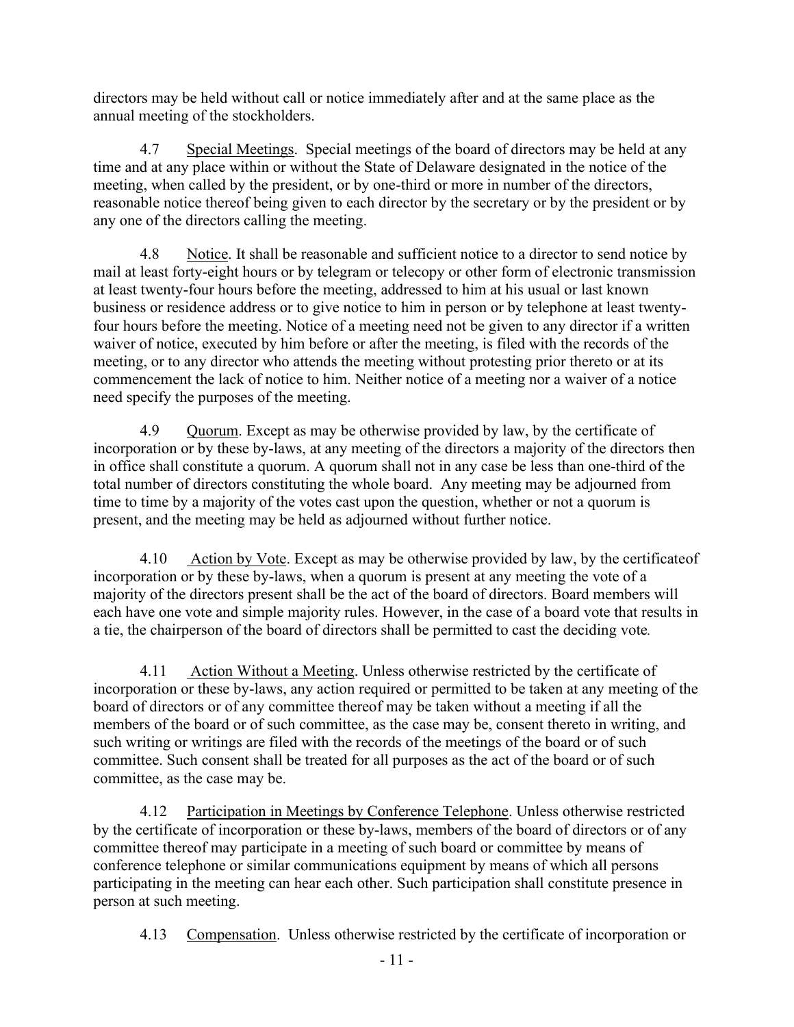directors may be held without call or notice immediately after and at the same place as the annual meeting of the stockholders.

4.7 Special Meetings. Special meetings of the board of directors may be held at any time and at any place within or without the State of Delaware designated in the notice of the meeting, when called by the president, or by one-third or more in number of the directors, reasonable notice thereof being given to each director by the secretary or by the president or by any one of the directors calling the meeting.

4.8 Notice. It shall be reasonable and sufficient notice to a director to send notice by mail at least forty-eight hours or by telegram or telecopy or other form of electronic transmission at least twenty-four hours before the meeting, addressed to him at his usual or last known business or residence address or to give notice to him in person or by telephone at least twenty-four hours before the meeting. Notice of a meeting need not be given to any director if a written waiver of notice, executed by him before or after the meeting, is filed with the records of the meeting, or to any director who attends the meeting without protesting prior thereto or at its commencement the lack of notice to him. Neither notice of a meeting nor a waiver of a notice need specify the purposes of the meeting.

4.9 Quorum. Except as may be otherwise provided by law, by the certificate of incorporation or by these by-laws, at any meeting of the directors a majority of the directors then in office shall constitute a quorum. A quorum shall not in any case be less than one-third of the total number of directors constituting the whole board. Any meeting may be adjourned from time to time by a majority of the votes cast upon the question, whether or not a quorum is present, and the meeting may be held as adjourned without further notice.

4.10 Action by Vote. Except as may be otherwise provided by law, by the certificateof incorporation or by these by-laws, when a quorum is present at any meeting the vote of a majority of the directors present shall be the act of the board of directors. Board members will each have one vote and simple majority rules. However, in the case of a board vote that results in a tie, the chairperson of the board of directors shall be permitted to cast the deciding vote.

4.11 Action Without a Meeting. Unless otherwise restricted by the certificate of incorporation or these by-laws, any action required or permitted to be taken at any meeting of the board of directors or of any committee thereof may be taken without a meeting if all the members of the board or of such committee, as the case may be, consent thereto in writing, and such writing or writings are filed with the records of the meetings of the board or of such committee. Such consent shall be treated for all purposes as the act of the board or of such committee, as the case may be.

4.12 Participation in Meetings by Conference Telephone. Unless otherwise restricted by the certificate of incorporation or these by-laws, members of the board of directors or of any committee thereof may participate in a meeting of such board or committee by means of conference telephone or similar communications equipment by means of which all persons participating in the meeting can hear each other. Such participation shall constitute presence in person at such meeting.

4.13 Compensation. Unless otherwise restricted by the certificate of incorporation or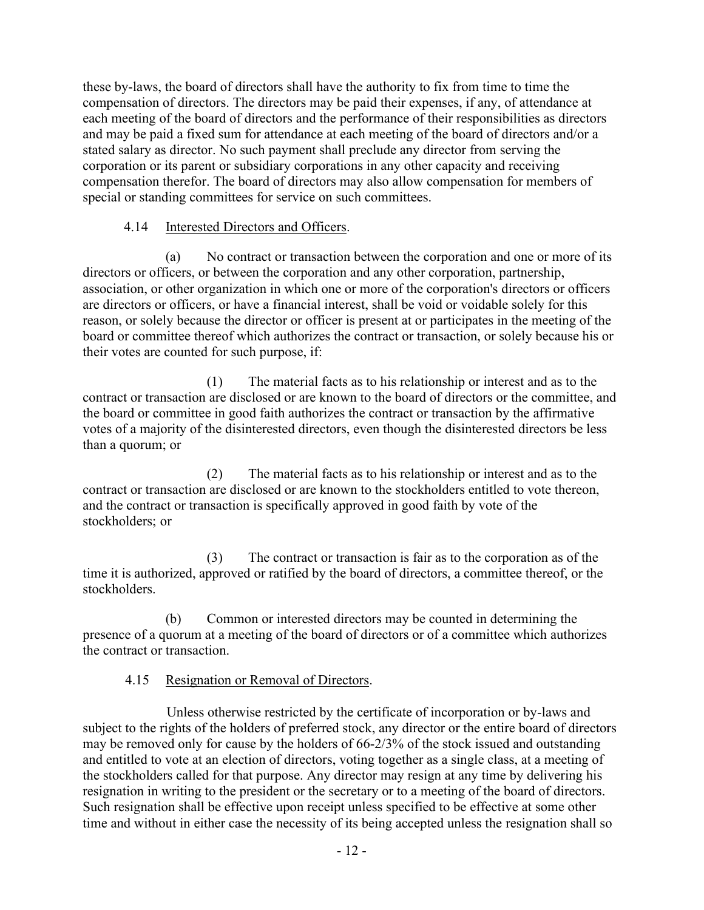these by-laws, the board of directors shall have the authority to fix from time to time the compensation of directors. The directors may be paid their expenses, if any, of attendance at each meeting of the board of directors and the performance of their responsibilities as directors and may be paid a fixed sum for attendance at each meeting of the board of directors and/or a stated salary as director. No such payment shall preclude any director from serving the corporation or its parent or subsidiary corporations in any other capacity and receiving compensation therefor. The board of directors may also allow compensation for members of special or standing committees for service on such committees.

4.14 Interested Directors and Officers.

(a) No contract or transaction between the corporation and one or more of its directors or officers, or between the corporation and any other corporation, partnership, association, or other organization in which one or more of the corporation's directors or officers are directors or officers, or have a financial interest, shall be void or voidable solely for this reason, or solely because the director or officer is present at or participates in the meeting of the board or committee thereof which authorizes the contract or transaction, or solely because his or their votes are counted for such purpose, if:

(1) The material facts as to his relationship or interest and as to the contract or transaction are disclosed or are known to the board of directors or the committee, and the board or committee in good faith authorizes the contract or transaction by the affirmative votes of a majority of the disinterested directors, even though the disinterested directors be less than a quorum; or

(2) The material facts as to his relationship or interest and as to the contract or transaction are disclosed or are known to the stockholders entitled to vote thereon, and the contract or transaction is specifically approved in good faith by vote of the stockholders; or

(3) The contract or transaction is fair as to the corporation as of the time it is authorized, approved or ratified by the board of directors, a committee thereof, or the stockholders.

(b) Common or interested directors may be counted in determining the presence of a quorum at a meeting of the board of directors or of a committee which authorizes the contract or transaction.

4.15 Resignation or Removal of Directors.

Unless otherwise restricted by the certificate of incorporation or by-laws and subject to the rights of the holders of preferred stock, any director or the entire board of directors may be removed only for cause by the holders of 66-2/3% of the stock issued and outstanding and entitled to vote at an election of directors, voting together as a single class, at a meeting of the stockholders called for that purpose. Any director may resign at any time by delivering his resignation in writing to the president or the secretary or to a meeting of the board of directors. Such resignation shall be effective upon receipt unless specified to be effective at some other time and without in either case the necessity of its being accepted unless the resignation shall so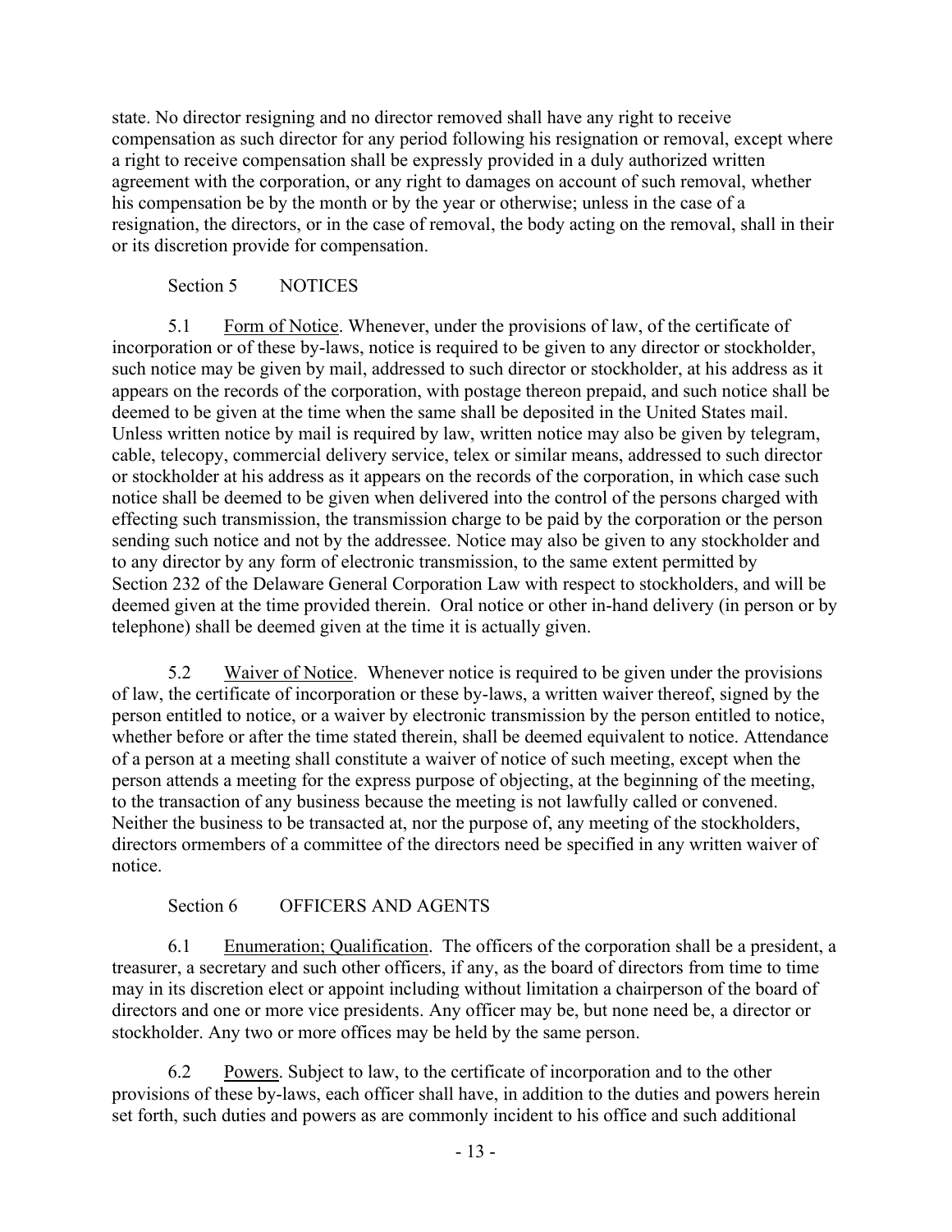state. No director resigning and no director removed shall have any right to receive compensation as such director for any period following his resignation or removal, except where a right to receive compensation shall be expressly provided in a duly authorized written agreement with the corporation, or any right to damages on account of such removal, whether his compensation be by the month or by the year or otherwise; unless in the case of a resignation, the directors, or in the case of removal, the body acting on the removal, shall in their or its discretion provide for compensation.

## Section 5 NOTICES

5.1 Form of Notice. Whenever, under the provisions of law, of the certificate of incorporation or of these by-laws, notice is required to be given to any director or stockholder, such notice may be given by mail, addressed to such director or stockholder, at his address as it appears on the records of the corporation, with postage thereon prepaid, and such notice shall be deemed to be given at the time when the same shall be deposited in the United States mail. Unless written notice by mail is required by law, written notice may also be given by telegram, cable, telecopy, commercial delivery service, telex or similar means, addressed to such director or stockholder at his address as it appears on the records of the corporation, in which case such notice shall be deemed to be given when delivered into the control of the persons charged with effecting such transmission, the transmission charge to be paid by the corporation or the person sending such notice and not by the addressee. Notice may also be given to any stockholder and to any director by any form of electronic transmission, to the same extent permitted by Section 232 of the Delaware General Corporation Law with respect to stockholders, and will be deemed given at the time provided therein. Oral notice or other in-hand delivery (in person or by telephone) shall be deemed given at the time it is actually given.

5.2 Waiver of Notice. Whenever notice is required to be given under the provisions of law, the certificate of incorporation or these by-laws, a written waiver thereof, signed by the person entitled to notice, or a waiver by electronic transmission by the person entitled to notice, whether before or after the time stated therein, shall be deemed equivalent to notice. Attendance of a person at a meeting shall constitute a waiver of notice of such meeting, except when the person attends a meeting for the express purpose of objecting, at the beginning of the meeting, to the transaction of any business because the meeting is not lawfully called or convened. Neither the business to be transacted at, nor the purpose of, any meeting of the stockholders, directors ormembers of a committee of the directors need be specified in any written waiver of notice.

## Section 6 OFFICERS AND AGENTS

6.1 Enumeration; Qualification. The officers of the corporation shall be a president, a treasurer, a secretary and such other officers, if any, as the board of directors from time to time may in its discretion elect or appoint including without limitation a chairperson of the board of directors and one or more vice presidents. Any officer may be, but none need be, a director or stockholder. Any two or more offices may be held by the same person.

6.2 Powers. Subject to law, to the certificate of incorporation and to the other provisions of these by-laws, each officer shall have, in addition to the duties and powers herein set forth, such duties and powers as are commonly incident to his office and such additional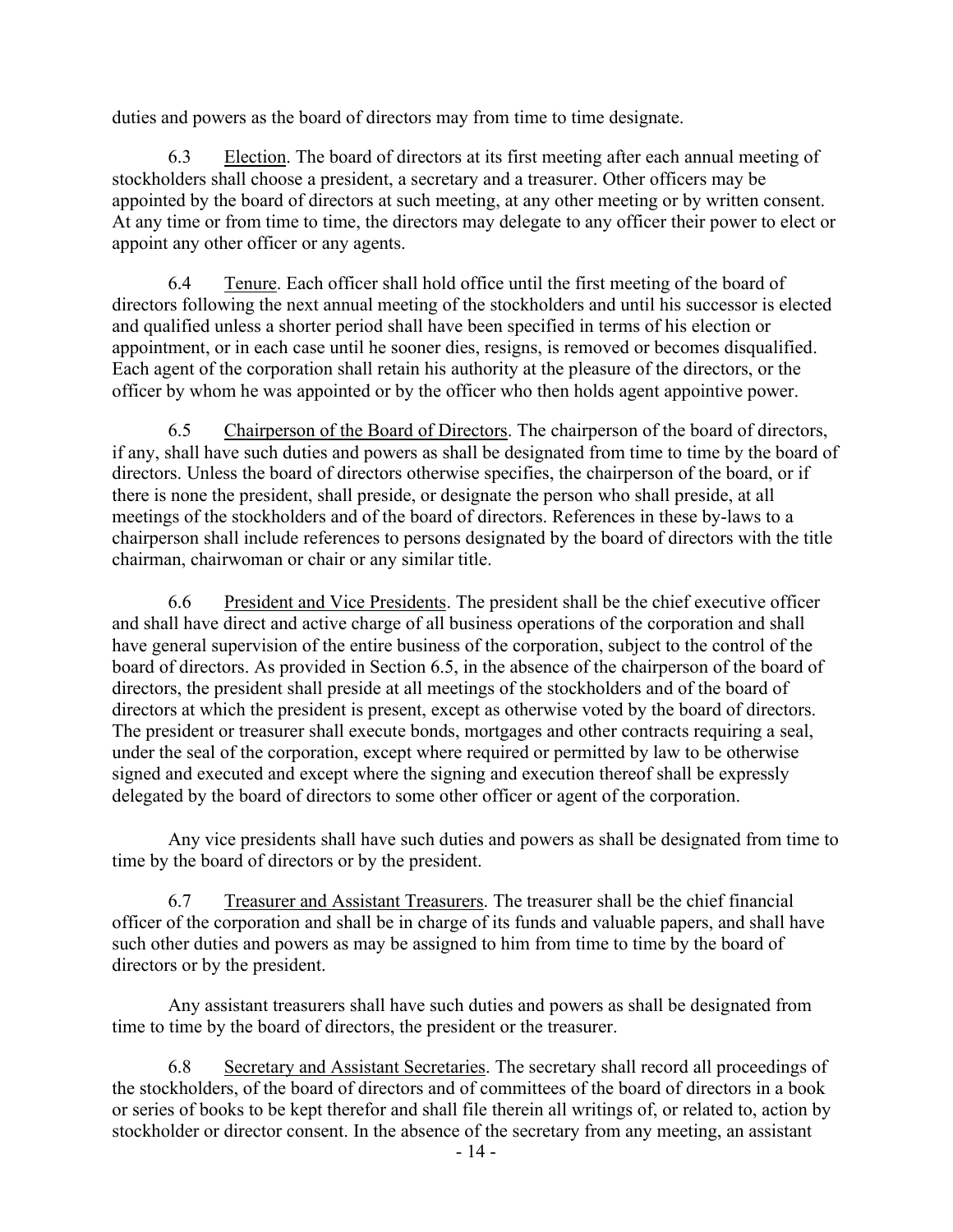duties and powers as the board of directors may from time to time designate.

6.3 Election. The board of directors at its first meeting after each annual meeting of stockholders shall choose a president, a secretary and a treasurer. Other officers may be appointed by the board of directors at such meeting, at any other meeting or by written consent. At any time or from time to time, the directors may delegate to any officer their power to elect or appoint any other officer or any agents.

6.4 Tenure. Each officer shall hold office until the first meeting of the board of directors following the next annual meeting of the stockholders and until his successor is elected and qualified unless a shorter period shall have been specified in terms of his election or appointment, or in each case until he sooner dies, resigns, is removed or becomes disqualified. Each agent of the corporation shall retain his authority at the pleasure of the directors, or the officer by whom he was appointed or by the officer who then holds agent appointive power.

6.5 Chairperson of the Board of Directors. The chairperson of the board of directors, if any, shall have such duties and powers as shall be designated from time to time by the board of directors. Unless the board of directors otherwise specifies, the chairperson of the board, or if there is none the president, shall preside, or designate the person who shall preside, at all meetings of the stockholders and of the board of directors. References in these by-laws to a chairperson shall include references to persons designated by the board of directors with the title chairman, chairwoman or chair or any similar title.

6.6 President and Vice Presidents. The president shall be the chief executive officer and shall have direct and active charge of all business operations of the corporation and shall have general supervision of the entire business of the corporation, subject to the control of the board of directors. As provided in Section 6.5, in the absence of the chairperson of the board of directors, the president shall preside at all meetings of the stockholders and of the board of directors at which the president is present, except as otherwise voted by the board of directors. The president or treasurer shall execute bonds, mortgages and other contracts requiring a seal, under the seal of the corporation, except where required or permitted by law to be otherwise signed and executed and except where the signing and execution thereof shall be expressly delegated by the board of directors to some other officer or agent of the corporation.

Any vice presidents shall have such duties and powers as shall be designated from time to time by the board of directors or by the president.

6.7 Treasurer and Assistant Treasurers. The treasurer shall be the chief financial officer of the corporation and shall be in charge of its funds and valuable papers, and shall have such other duties and powers as may be assigned to him from time to time by the board of directors or by the president.

Any assistant treasurers shall have such duties and powers as shall be designated from time to time by the board of directors, the president or the treasurer.

6.8 Secretary and Assistant Secretaries. The secretary shall record all proceedings of the stockholders, of the board of directors and of committees of the board of directors in a book or series of books to be kept therefor and shall file therein all writings of, or related to, action by stockholder or director consent. In the absence of the secretary from any meeting, an assistant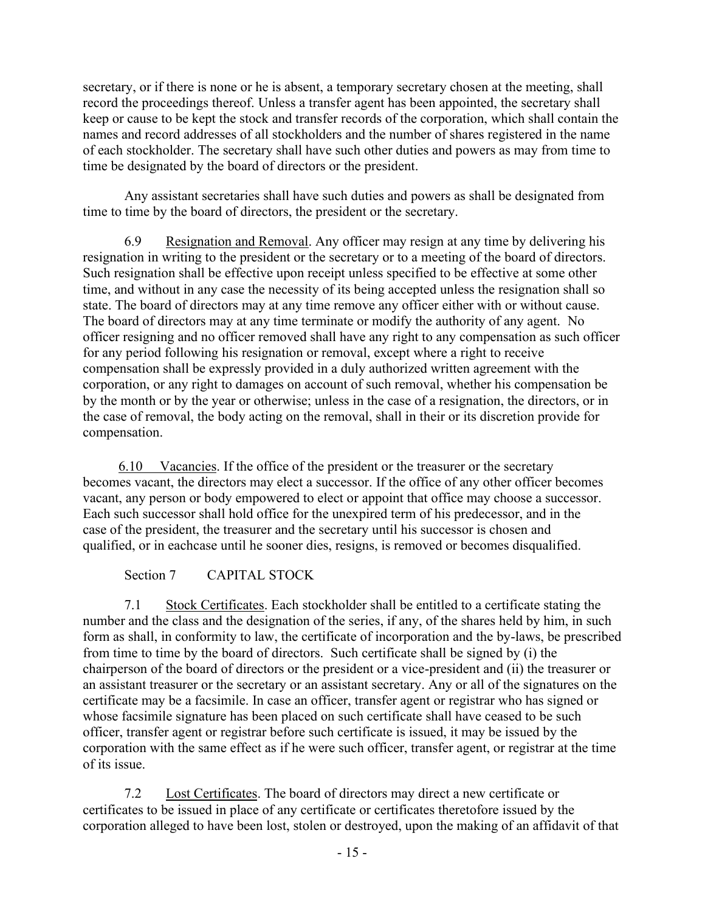secretary, or if there is none or he is absent, a temporary secretary chosen at the meeting, shall record the proceedings thereof. Unless a transfer agent has been appointed, the secretary shall keep or cause to be kept the stock and transfer records of the corporation, which shall contain the names and record addresses of all stockholders and the number of shares registered in the name of each stockholder. The secretary shall have such other duties and powers as may from time to time be designated by the board of directors or the president.

Any assistant secretaries shall have such duties and powers as shall be designated from time to time by the board of directors, the president or the secretary.

6.9 Resignation and Removal. Any officer may resign at any time by delivering his resignation in writing to the president or the secretary or to a meeting of the board of directors. Such resignation shall be effective upon receipt unless specified to be effective at some other time, and without in any case the necessity of its being accepted unless the resignation shall so state. The board of directors may at any time remove any officer either with or without cause. The board of directors may at any time terminate or modify the authority of any agent. No officer resigning and no officer removed shall have any right to any compensation as such officer for any period following his resignation or removal, except where a right to receive compensation shall be expressly provided in a duly authorized written agreement with the corporation, or any right to damages on account of such removal, whether his compensation be by the month or by the year or otherwise; unless in the case of a resignation, the directors, or in the case of removal, the body acting on the removal, shall in their or its discretion provide for compensation.

6.10 Vacancies. If the office of the president or the treasurer or the secretary becomes vacant, the directors may elect a successor. If the office of any other officer becomes vacant, any person or body empowered to elect or appoint that office may choose a successor. Each such successor shall hold office for the unexpired term of his predecessor, and in the case of the president, the treasurer and the secretary until his successor is chosen and qualified, or in eachcase until he sooner dies, resigns, is removed or becomes disqualified.

## Section 7 CAPITAL STOCK

7.1 Stock Certificates. Each stockholder shall be entitled to a certificate stating the number and the class and the designation of the series, if any, of the shares held by him, in such form as shall, in conformity to law, the certificate of incorporation and the by-laws, be prescribed from time to time by the board of directors. Such certificate shall be signed by (i) the chairperson of the board of directors or the president or a vice-president and (ii) the treasurer or an assistant treasurer or the secretary or an assistant secretary. Any or all of the signatures on the certificate may be a facsimile. In case an officer, transfer agent or registrar who has signed or whose facsimile signature has been placed on such certificate shall have ceased to be such officer, transfer agent or registrar before such certificate is issued, it may be issued by the corporation with the same effect as if he were such officer, transfer agent, or registrar at the time of its issue.

7.2 Lost Certificates. The board of directors may direct a new certificate or certificates to be issued in place of any certificate or certificates theretofore issued by the corporation alleged to have been lost, stolen or destroyed, upon the making of an affidavit of that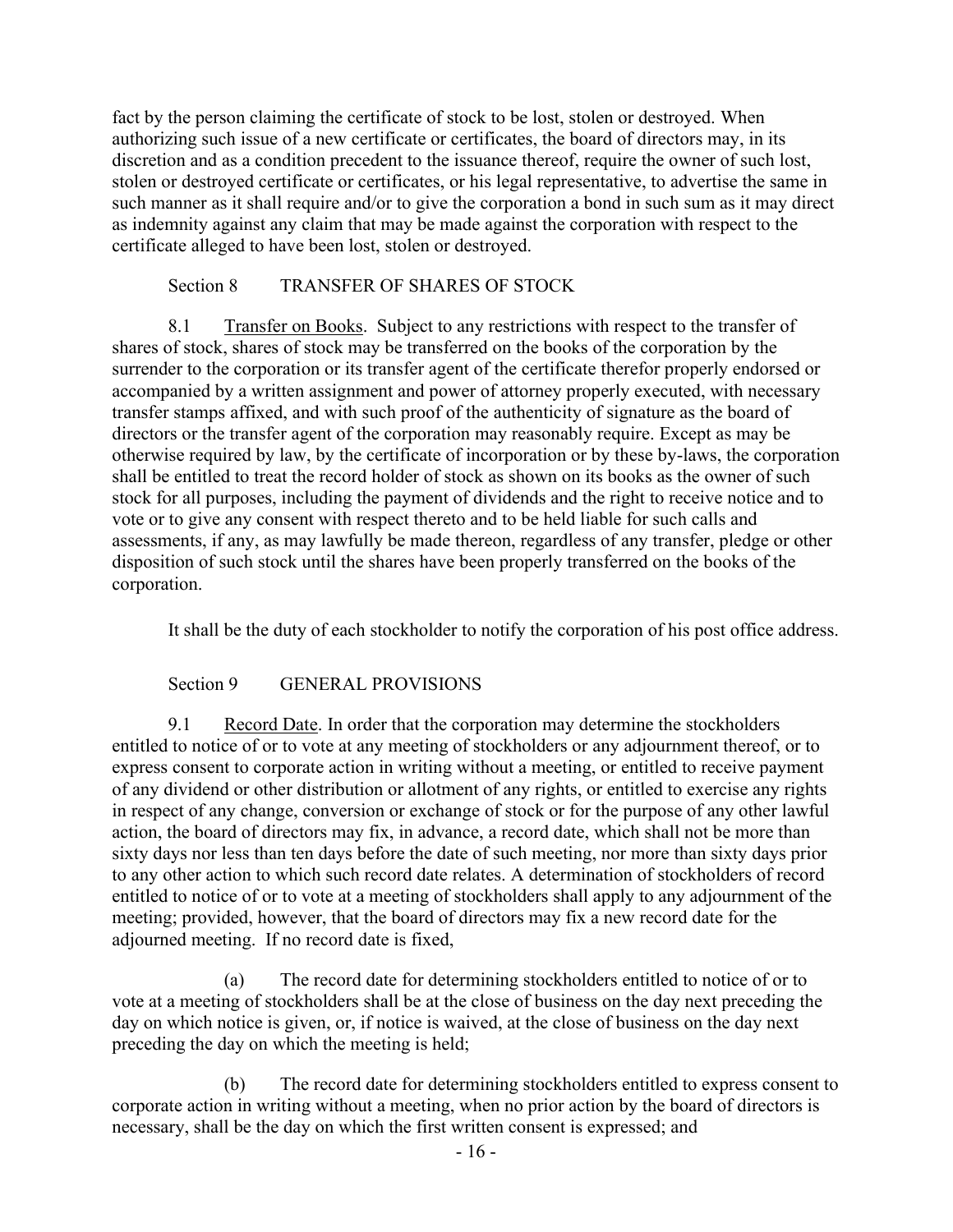fact by the person claiming the certificate of stock to be lost, stolen or destroyed. When authorizing such issue of a new certificate or certificates, the board of directors may, in its discretion and as a condition precedent to the issuance thereof, require the owner of such lost, stolen or destroyed certificate or certificates, or his legal representative, to advertise the same in such manner as it shall require and/or to give the corporation a bond in such sum as it may direct as indemnity against any claim that may be made against the corporation with respect to the certificate alleged to have been lost, stolen or destroyed.

## Section 8 TRANSFER OF SHARES OF STOCK

8.1 Transfer on Books. Subject to any restrictions with respect to the transfer of shares of stock, shares of stock may be transferred on the books of the corporation by the surrender to the corporation or its transfer agent of the certificate therefor properly endorsed or accompanied by a written assignment and power of attorney properly executed, with necessary transfer stamps affixed, and with such proof of the authenticity of signature as the board of directors or the transfer agent of the corporation may reasonably require. Except as may be otherwise required by law, by the certificate of incorporation or by these by-laws, the corporation shall be entitled to treat the record holder of stock as shown on its books as the owner of such stock for all purposes, including the payment of dividends and the right to receive notice and to vote or to give any consent with respect thereto and to be held liable for such calls and assessments, if any, as may lawfully be made thereon, regardless of any transfer, pledge or other disposition of such stock until the shares have been properly transferred on the books of the corporation.

It shall be the duty of each stockholder to notify the corporation of his post office address.

## Section 9 GENERAL PROVISIONS

9.1 Record Date. In order that the corporation may determine the stockholders entitled to notice of or to vote at any meeting of stockholders or any adjournment thereof, or to express consent to corporate action in writing without a meeting, or entitled to receive payment of any dividend or other distribution or allotment of any rights, or entitled to exercise any rights in respect of any change, conversion or exchange of stock or for the purpose of any other lawful action, the board of directors may fix, in advance, a record date, which shall not be more than sixty days nor less than ten days before the date of such meeting, nor more than sixty days prior to any other action to which such record date relates. A determination of stockholders of record entitled to notice of or to vote at a meeting of stockholders shall apply to any adjournment of the meeting; provided, however, that the board of directors may fix a new record date for the adjourned meeting. If no record date is fixed,

(a) The record date for determining stockholders entitled to notice of or to vote at a meeting of stockholders shall be at the close of business on the day next preceding the day on which notice is given, or, if notice is waived, at the close of business on the day next preceding the day on which the meeting is held;

(b) The record date for determining stockholders entitled to express consent to corporate action in writing without a meeting, when no prior action by the board of directors is necessary, shall be the day on which the first written consent is expressed; and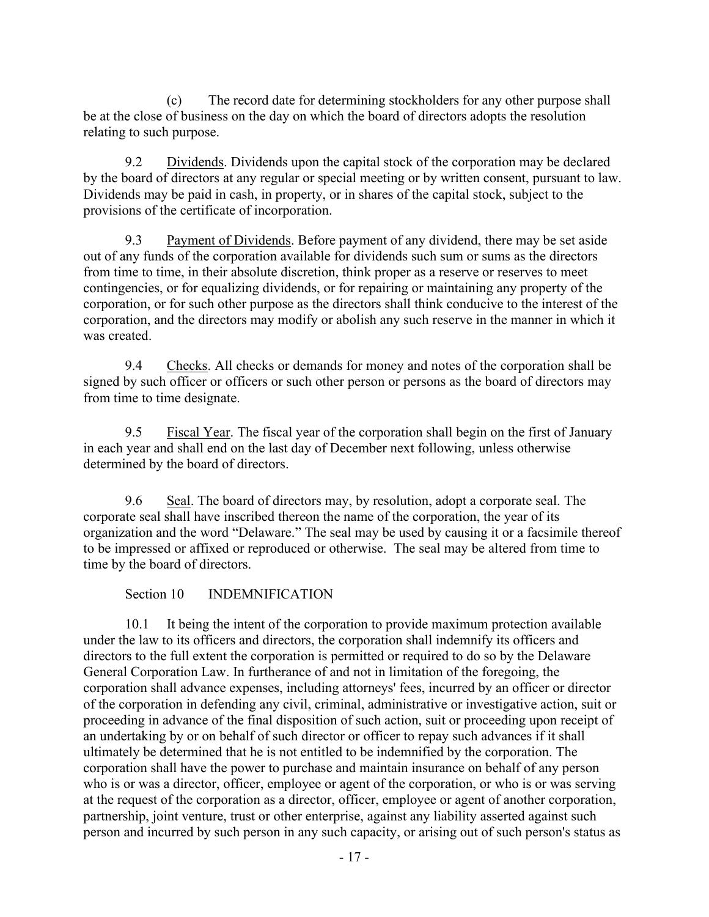(c) The record date for determining stockholders for any other purpose shall be at the close of business on the day on which the board of directors adopts the resolution relating to such purpose.

9.2 Dividends. Dividends upon the capital stock of the corporation may be declared by the board of directors at any regular or special meeting or by written consent, pursuant to law. Dividends may be paid in cash, in property, or in shares of the capital stock, subject to the provisions of the certificate of incorporation.

9.3 Payment of Dividends. Before payment of any dividend, there may be set aside out of any funds of the corporation available for dividends such sum or sums as the directors from time to time, in their absolute discretion, think proper as a reserve or reserves to meet contingencies, or for equalizing dividends, or for repairing or maintaining any property of the corporation, or for such other purpose as the directors shall think conducive to the interest of the corporation, and the directors may modify or abolish any such reserve in the manner in which it was created.

9.4 Checks. All checks or demands for money and notes of the corporation shall be signed by such officer or officers or such other person or persons as the board of directors may from time to time designate.

9.5 Fiscal Year. The fiscal year of the corporation shall begin on the first of January in each year and shall end on the last day of December next following, unless otherwise determined by the board of directors.

9.6 Seal. The board of directors may, by resolution, adopt a corporate seal. The corporate seal shall have inscribed thereon the name of the corporation, the year of its organization and the word "Delaware." The seal may be used by causing it or a facsimile thereof to be impressed or affixed or reproduced or otherwise. The seal may be altered from time to time by the board of directors.

## Section 10 INDEMNIFICATION

10.1 It being the intent of the corporation to provide maximum protection available under the law to its officers and directors, the corporation shall indemnify its officers and directors to the full extent the corporation is permitted or required to do so by the Delaware General Corporation Law. In furtherance of and not in limitation of the foregoing, the corporation shall advance expenses, including attorneys' fees, incurred by an officer or director of the corporation in defending any civil, criminal, administrative or investigative action, suit or proceeding in advance of the final disposition of such action, suit or proceeding upon receipt of an undertaking by or on behalf of such director or officer to repay such advances if it shall ultimately be determined that he is not entitled to be indemnified by the corporation. The corporation shall have the power to purchase and maintain insurance on behalf of any person who is or was a director, officer, employee or agent of the corporation, or who is or was serving at the request of the corporation as a director, officer, employee or agent of another corporation, partnership, joint venture, trust or other enterprise, against any liability asserted against such person and incurred by such person in any such capacity, or arising out of such person's status as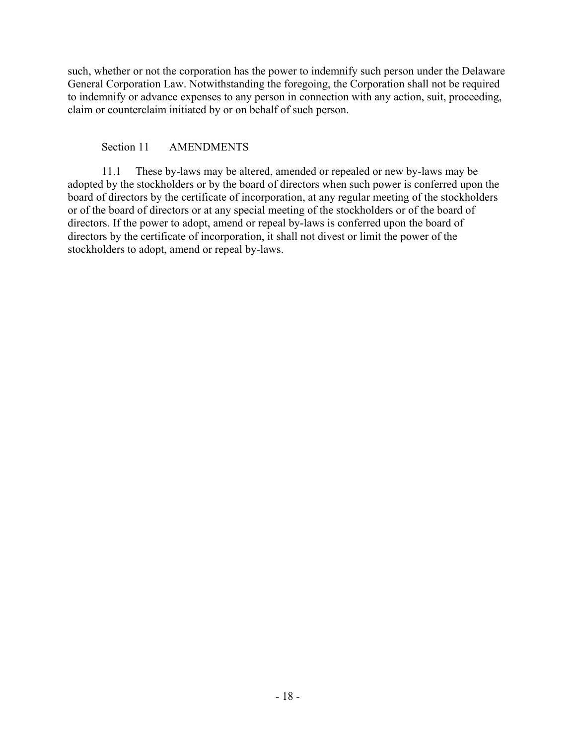such, whether or not the corporation has the power to indemnify such person under the Delaware General Corporation Law. Notwithstanding the foregoing, the Corporation shall not be required to indemnify or advance expenses to any person in connection with any action, suit, proceeding, claim or counterclaim initiated by or on behalf of such person.

## Section 11 AMENDMENTS

11.1 These by-laws may be altered, amended or repealed or new by-laws may be adopted by the stockholders or by the board of directors when such power is conferred upon the board of directors by the certificate of incorporation, at any regular meeting of the stockholders or of the board of directors or at any special meeting of the stockholders or of the board of directors. If the power to adopt, amend or repeal by-laws is conferred upon the board of directors by the certificate of incorporation, it shall not divest or limit the power of the stockholders to adopt, amend or repeal by-laws.